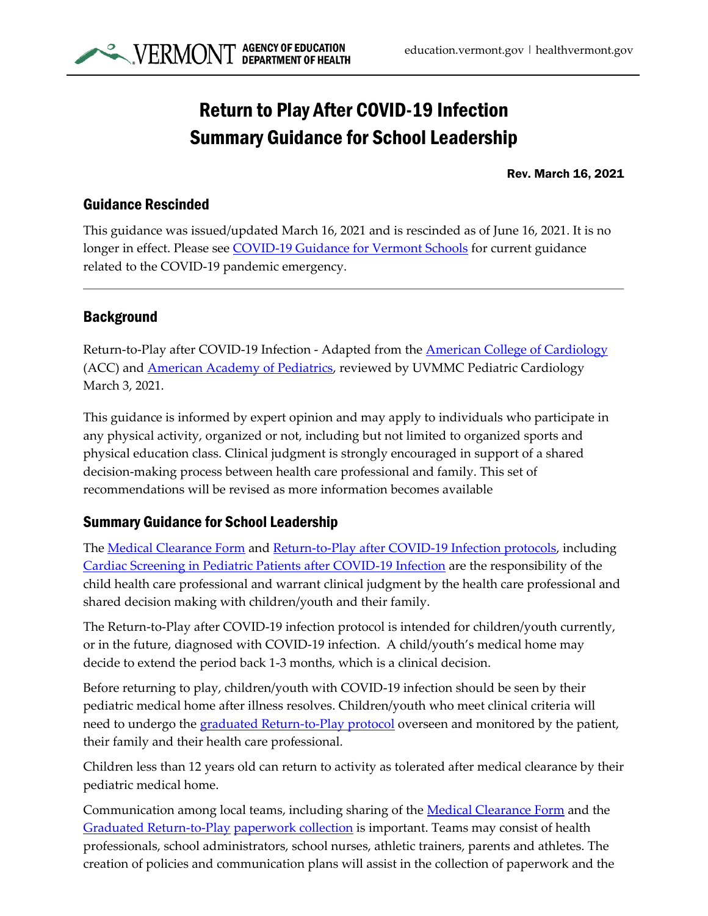# Return to Play After COVID-19 Infection
# Summary Guidance for School Leadership

**Rev. March 16, 2021**

## Guidance Rescinded

This guidance was issued/updated March 16, 2021 and is rescinded as of June 16, 2021. It is no longer in effect. Please see COVID-19 Guidance for Vermont Schools for current guidance related to the COVID-19 pandemic emergency.

---

## Background

Return-to-Play after COVID-19 Infection - Adapted from the American College of Cardiology (ACC) and American Academy of Pediatrics, reviewed by UVMMC Pediatric Cardiology March 3, 2021.

This guidance is informed by expert opinion and may apply to individuals who participate in any physical activity, organized or not, including but not limited to organized sports and physical education class. Clinical judgment is strongly encouraged in support of a shared decision-making process between health care professional and family. This set of recommendations will be revised as more information becomes available

## Summary Guidance for School Leadership

The Medical Clearance Form and Return-to-Play after COVID-19 Infection protocols, including Cardiac Screening in Pediatric Patients after COVID-19 Infection are the responsibility of the child health care professional and warrant clinical judgment by the health care professional and shared decision making with children/youth and their family.

The Return-to-Play after COVID-19 infection protocol is intended for children/youth currently, or in the future, diagnosed with COVID-19 infection. A child/youth's medical home may decide to extend the period back 1-3 months, which is a clinical decision.

Before returning to play, children/youth with COVID-19 infection should be seen by their pediatric medical home after illness resolves. Children/youth who meet clinical criteria will need to undergo the graduated Return-to-Play protocol overseen and monitored by the patient, their family and their health care professional.

Children less than 12 years old can return to activity as tolerated after medical clearance by their pediatric medical home.

Communication among local teams, including sharing of the Medical Clearance Form and the Graduated Return-to-Play paperwork collection is important. Teams may consist of health professionals, school administrators, school nurses, athletic trainers, parents and athletes. The creation of policies and communication plans will assist in the collection of paperwork and the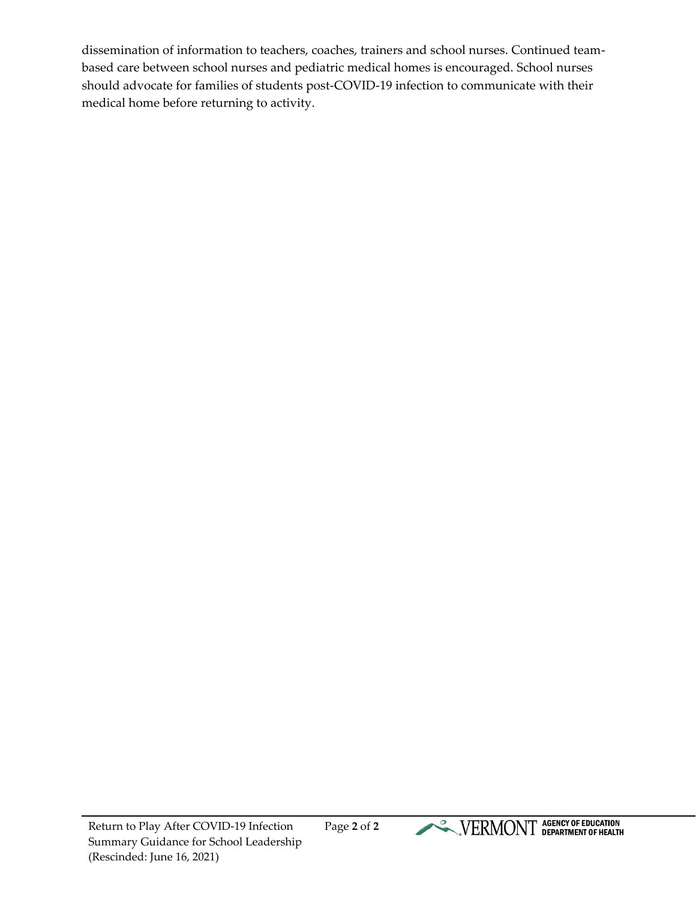dissemination of information to teachers, coaches, trainers and school nurses. Continued team-based care between school nurses and pediatric medical homes is encouraged. School nurses should advocate for families of students post-COVID-19 infection to communicate with their medical home before returning to activity.